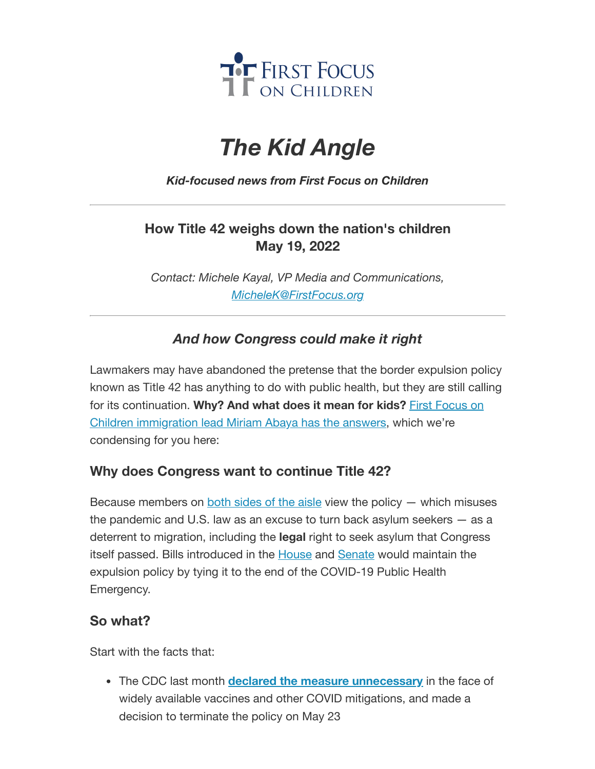FIRST FOCUS ON CHILDREN

# The Kid Angle

***Kid-focused news from First Focus on Children***

---

### How Title 42 weighs down the nation's children
### May 19, 2022

*Contact: Michele Kayal, VP Media and Communications, MicheleK@FirstFocus.org*

---

### *And how Congress could make it right*

Lawmakers may have abandoned the pretense that the border expulsion policy known as Title 42 has anything to do with public health, but they are still calling for its continuation. **Why? And what does it mean for kids?** First Focus on Children immigration lead Miriam Abaya has the answers, which we're condensing for you here:

## Why does Congress want to continue Title 42?

Because members on both sides of the aisle view the policy — which misuses the pandemic and U.S. law as an excuse to turn back asylum seekers — as a deterrent to migration, including the **legal** right to seek asylum that Congress itself passed. Bills introduced in the House and Senate would maintain the expulsion policy by tying it to the end of the COVID-19 Public Health Emergency.

## So what?

Start with the facts that:

- The CDC last month **declared the measure unnecessary** in the face of widely available vaccines and other COVID mitigations, and made a decision to terminate the policy on May 23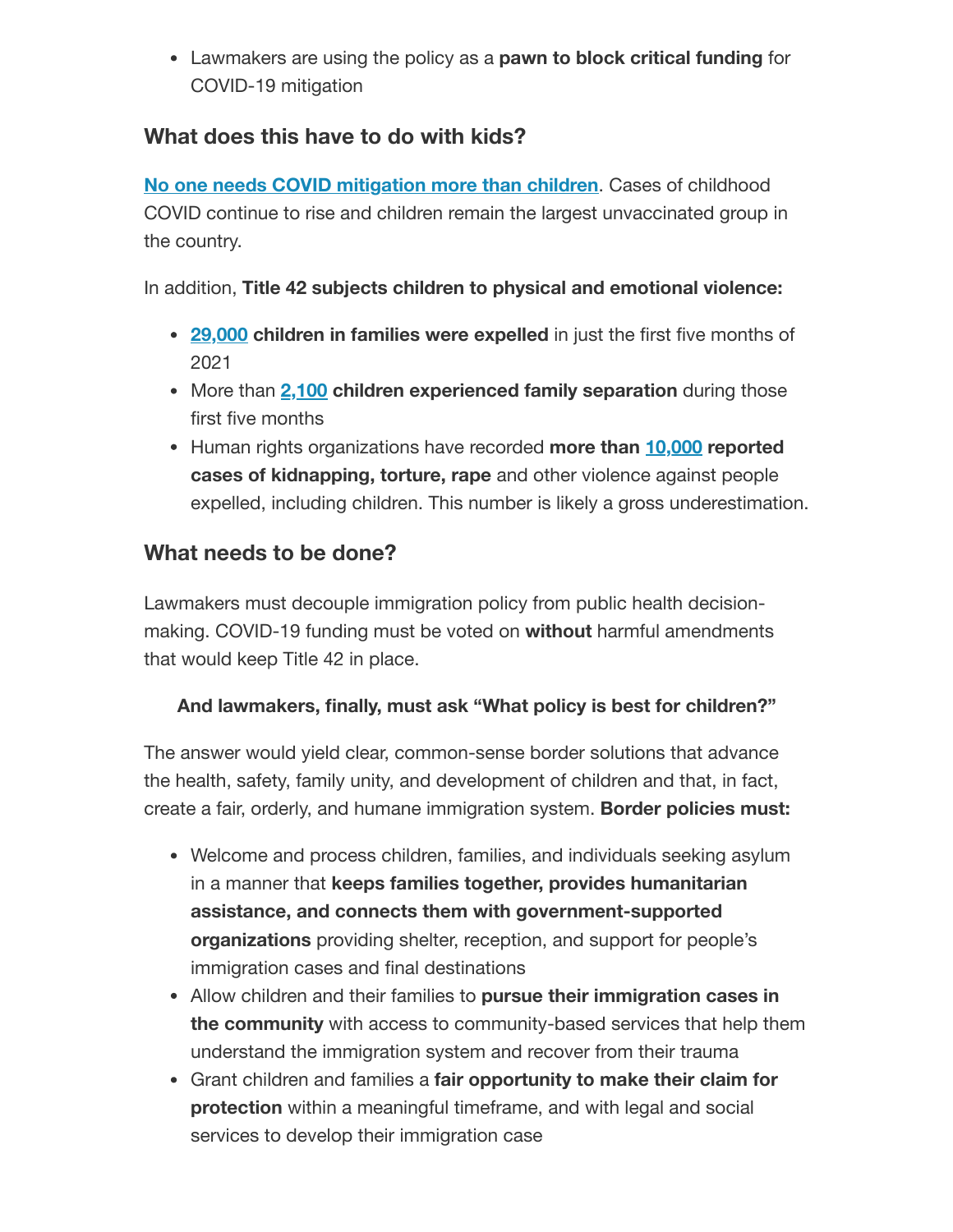- Lawmakers are using the policy as a **pawn to block critical funding** for COVID-19 mitigation

## What does this have to do with kids?

**No one needs COVID mitigation more than children**. Cases of childhood COVID continue to rise and children remain the largest unvaccinated group in the country.

In addition, **Title 42 subjects children to physical and emotional violence:**

- **29,000 children in families were expelled** in just the first five months of 2021
- More than **2,100 children experienced family separation** during those first five months
- Human rights organizations have recorded **more than 10,000 reported cases of kidnapping, torture, rape** and other violence against people expelled, including children. This number is likely a gross underestimation.

## What needs to be done?

Lawmakers must decouple immigration policy from public health decision-making. COVID-19 funding must be voted on **without** harmful amendments that would keep Title 42 in place.

**And lawmakers, finally, must ask "What policy is best for children?"**

The answer would yield clear, common-sense border solutions that advance the health, safety, family unity, and development of children and that, in fact, create a fair, orderly, and humane immigration system. **Border policies must:**

- Welcome and process children, families, and individuals seeking asylum in a manner that **keeps families together, provides humanitarian assistance, and connects them with government-supported organizations** providing shelter, reception, and support for people's immigration cases and final destinations
- Allow children and their families to **pursue their immigration cases in the community** with access to community-based services that help them understand the immigration system and recover from their trauma
- Grant children and families a **fair opportunity to make their claim for protection** within a meaningful timeframe, and with legal and social services to develop their immigration case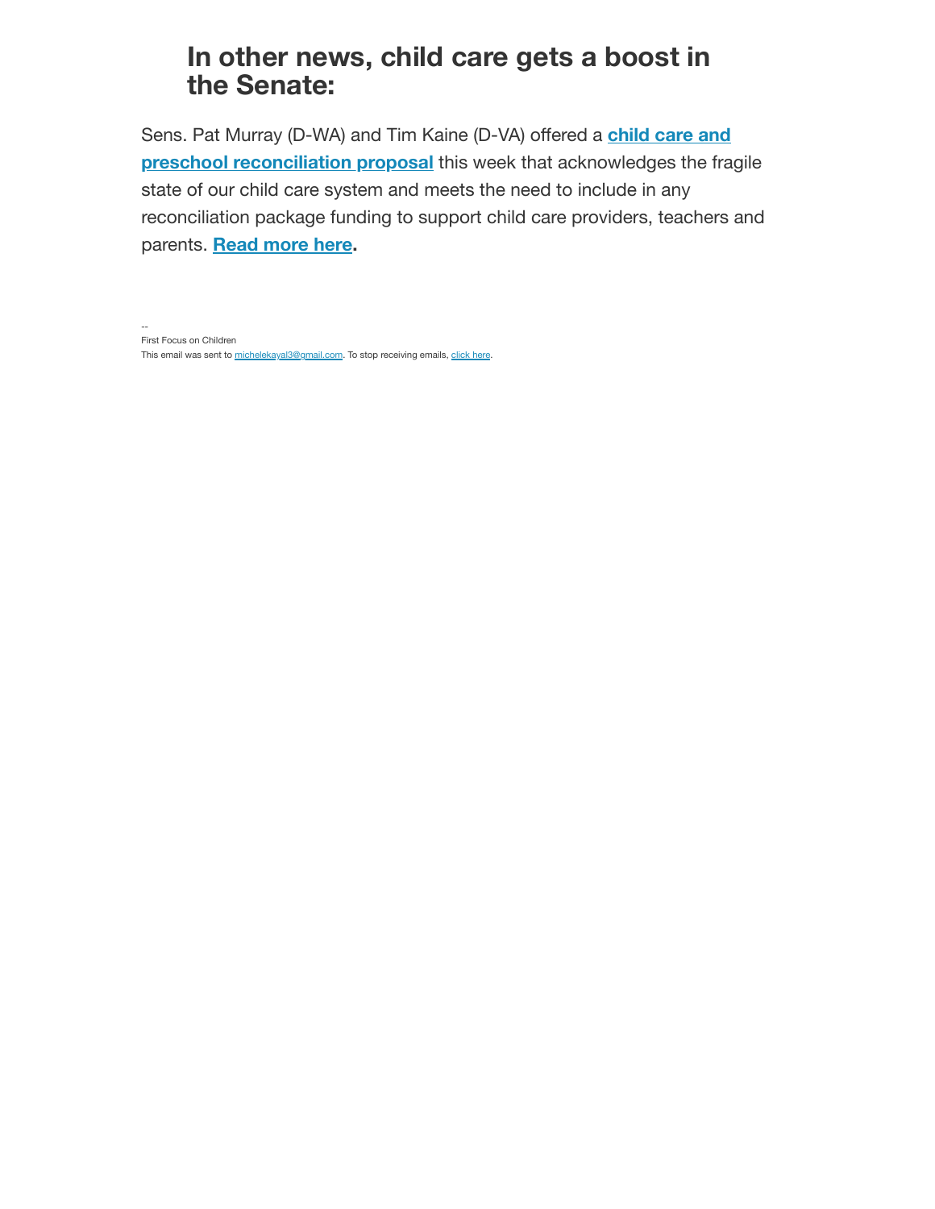## In other news, child care gets a boost in the Senate:

Sens. Pat Murray (D-WA) and Tim Kaine (D-VA) offered a **child care and preschool reconciliation proposal** this week that acknowledges the fragile state of our child care system and meets the need to include in any reconciliation package funding to support child care providers, teachers and parents. **Read more here.**

--
First Focus on Children
This email was sent to michelekayal3@gmail.com. To stop receiving emails, click here.